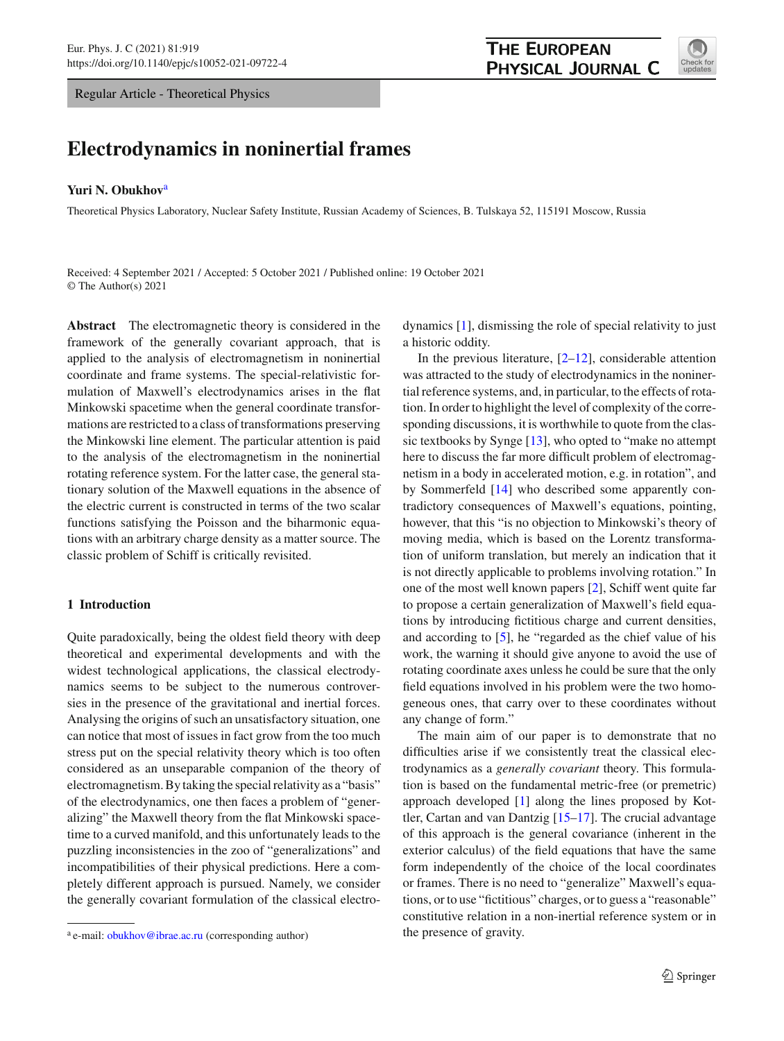Regular Article - Theoretical Physics

# Electrodynamics in noninertial frames

**Yuri N. Obukhov**[a]

Theoretical Physics Laboratory, Nuclear Safety Institute, Russian Academy of Sciences, B. Tulskaya 52, 115191 Moscow, Russia

Received: 4 September 2021 / Accepted: 5 October 2021 / Published online: 19 October 2021
© The Author(s) 2021

**Abstract** The electromagnetic theory is considered in the framework of the generally covariant approach, that is applied to the analysis of electromagnetism in noninertial coordinate and frame systems. The special-relativistic formulation of Maxwell's electrodynamics arises in the flat Minkowski spacetime when the general coordinate transformations are restricted to a class of transformations preserving the Minkowski line element. The particular attention is paid to the analysis of the electromagnetism in the noninertial rotating reference system. For the latter case, the general stationary solution of the Maxwell equations in the absence of the electric current is constructed in terms of the two scalar functions satisfying the Poisson and the biharmonic equations with an arbitrary charge density as a matter source. The classic problem of Schiff is critically revisited.

## 1 Introduction

Quite paradoxically, being the oldest field theory with deep theoretical and experimental developments and with the widest technological applications, the classical electrodynamics seems to be subject to the numerous controversies in the presence of the gravitational and inertial forces. Analysing the origins of such an unsatisfactory situation, one can notice that most of issues in fact grow from the too much stress put on the special relativity theory which is too often considered as an unseparable companion of the theory of electromagnetism. By taking the special relativity as a "basis" of the electrodynamics, one then faces a problem of "generalizing" the Maxwell theory from the flat Minkowski spacetime to a curved manifold, and this unfortunately leads to the puzzling inconsistencies in the zoo of "generalizations" and incompatibilities of their physical predictions. Here a completely different approach is pursued. Namely, we consider the generally covariant formulation of the classical electrodynamics [1], dismissing the role of special relativity to just a historic oddity.

In the previous literature, [2–12], considerable attention was attracted to the study of electrodynamics in the noninertial reference systems and, in particular, to the effects of rotation. In order to highlight the level of complexity of the corresponding discussions, it is worthwhile to quote from the classic textbooks by Synge [13], who opted to "make no attempt here to discuss the far more difficult problem of electromagnetism in a body in accelerated motion, e.g. in rotation", and by Sommerfeld [14] who described some apparently contradictory consequences of Maxwell's equations, pointing, however, that this "is no objection to Minkowski's theory of moving media, which is based on the Lorentz transformation of uniform translation, but merely an indication that it is not directly applicable to problems involving rotation." In one of the most well known papers [2], Schiff went quite far to propose a certain generalization of Maxwell's field equations by introducing fictitious charge and current densities, and according to [5], he "regarded as the chief value of his work, the warning it should give anyone to avoid the use of rotating coordinate axes unless he could be sure that the only field equations involved in his problem were the two homogeneous ones, that carry over to these coordinates without any change of form."

The main aim of our paper is to demonstrate that no difficulties arise if we consistently treat the classical electrodynamics as a *generally covariant* theory. This formulation is based on the fundamental metric-free (or premetric) approach developed [1] along the lines proposed by Kottler, Cartan and van Dantzig [15–17]. The crucial advantage of this approach is the general covariance (inherent in the exterior calculus) of the field equations that have the same form independently of the choice of the local coordinates or frames. There is no need to "generalize" Maxwell's equations, or to use "fictitious" charges, or to guess a "reasonable" constitutive relation in a non-inertial reference system or in the presence of gravity.

[a] e-mail: obukhov@ibrae.ac.ru (corresponding author)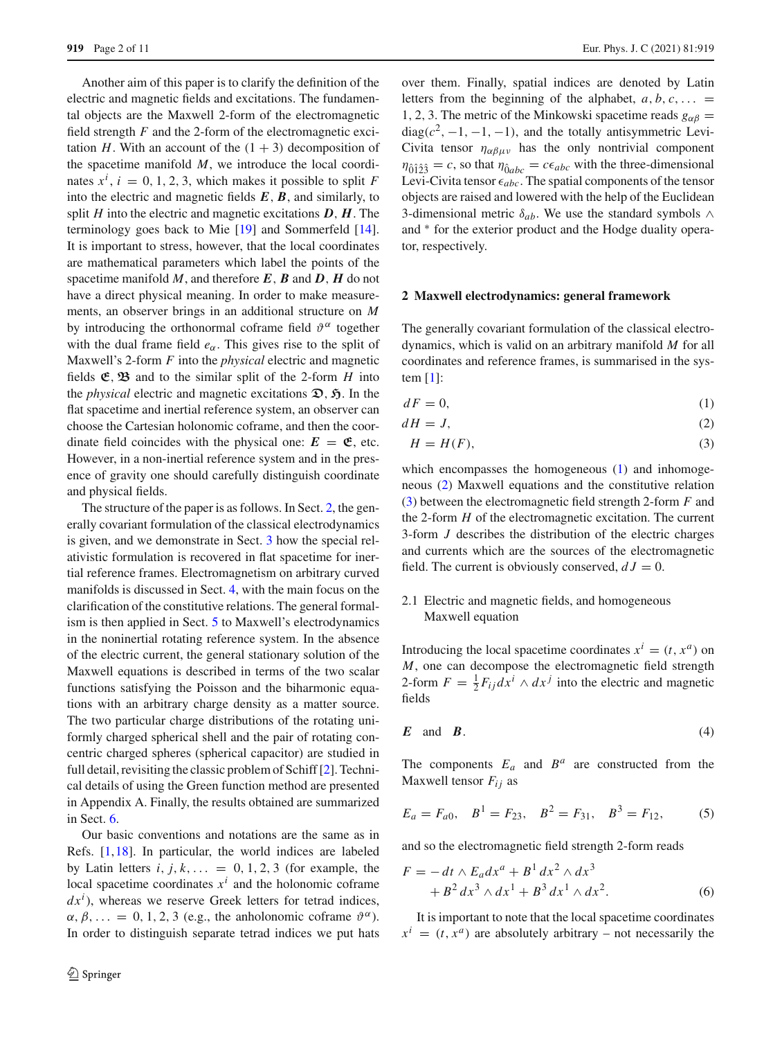Another aim of this paper is to clarify the definition of the electric and magnetic fields and excitations. The fundamental objects are the Maxwell 2-form of the electromagnetic field strength $F$ and the 2-form of the electromagnetic excitation $H$. With an account of the $(1+3)$ decomposition of the spacetime manifold $M$, we introduce the local coordinates $x^i$, $i = 0, 1, 2, 3$, which makes it possible to split $F$ into the electric and magnetic fields $\boldsymbol{E}$, $\boldsymbol{B}$, and similarly, to split $H$ into the electric and magnetic excitations $\boldsymbol{D}$, $\boldsymbol{H}$. The terminology goes back to Mie [19] and Sommerfeld [14]. It is important to stress, however, that the local coordinates are mathematical parameters which label the points of the spacetime manifold $M$, and therefore $\boldsymbol{E}$, $\boldsymbol{B}$ and $\boldsymbol{D}$, $\boldsymbol{H}$ do not have a direct physical meaning. In order to make measurements, an observer brings in an additional structure on $M$ by introducing the orthonormal coframe field $\vartheta^\alpha$ together with the dual frame field $e_\alpha$. This gives rise to the split of Maxwell's 2-form $F$ into the *physical* electric and magnetic fields $\mathfrak{E}$, $\mathfrak{B}$ and to the similar split of the 2-form $H$ into the *physical* electric and magnetic excitations $\mathfrak{D}$, $\mathfrak{H}$. In the flat spacetime and inertial reference system, an observer can choose the Cartesian holonomic coframe, and then the coordinate field coincides with the physical one: $\boldsymbol{E} = \mathfrak{E}$, etc. However, in a non-inertial reference system and in the presence of gravity one should carefully distinguish coordinate and physical fields.

The structure of the paper is as follows. In Sect. 2, the generally covariant formulation of the classical electrodynamics is given, and we demonstrate in Sect. 3 how the special relativistic formulation is recovered in flat spacetime for inertial reference frames. Electromagnetism on arbitrary curved manifolds is discussed in Sect. 4, with the main focus on the clarification of the constitutive relations. The general formalism is then applied in Sect. 5 to Maxwell's electrodynamics in the noninertial rotating reference system. In the absence of the electric current, the general stationary solution of the Maxwell equations is described in terms of the two scalar functions satisfying the Poisson and the biharmonic equations with an arbitrary charge density as a matter source. The two particular charge distributions of the rotating uniformly charged spherical shell and the pair of rotating concentric charged spheres (spherical capacitor) are studied in full detail, revisiting the classic problem of Schiff [2]. Technical details of using the Green function method are presented in Appendix A. Finally, the results obtained are summarized in Sect. 6.

Our basic conventions and notations are the same as in Refs. [1,18]. In particular, the world indices are labeled by Latin letters $i, j, k, \ldots = 0, 1, 2, 3$ (for example, the local spacetime coordinates $x^i$ and the holonomic coframe $dx^i$), whereas we reserve Greek letters for tetrad indices, $\alpha, \beta, \ldots = 0, 1, 2, 3$ (e.g., the anholonomic coframe $\vartheta^\alpha$). In order to distinguish separate tetrad indices we put hats over them. Finally, spatial indices are denoted by Latin letters from the beginning of the alphabet, $a, b, c, \ldots = 1, 2, 3$. The metric of the Minkowski spacetime reads $g_{\alpha\beta} = \mathrm{diag}(c^2, -1, -1, -1)$, and the totally antisymmetric Levi-Civita tensor $\eta_{\alpha\beta\mu\nu}$ has the only nontrivial component $\eta_{\hat{0}\hat{1}\hat{2}\hat{3}} = c$, so that $\eta_{\hat{0}abc} = c\epsilon_{abc}$ with the three-dimensional Levi-Civita tensor $\epsilon_{abc}$. The spatial components of the tensor objects are raised and lowered with the help of the Euclidean 3-dimensional metric $\delta_{ab}$. We use the standard symbols $\wedge$ and $^*$ for the exterior product and the Hodge duality operator, respectively.

## 2 Maxwell electrodynamics: general framework

The generally covariant formulation of the classical electrodynamics, which is valid on an arbitrary manifold $M$ for all coordinates and reference frames, is summarised in the system [1]:

$$dF = 0, \tag{1}$$

$$dH = J, \tag{2}$$

$$H = H(F), \tag{3}$$

which encompasses the homogeneous (1) and inhomogeneous (2) Maxwell equations and the constitutive relation (3) between the electromagnetic field strength 2-form $F$ and the 2-form $H$ of the electromagnetic excitation. The current 3-form $J$ describes the distribution of the electric charges and currents which are the sources of the electromagnetic field. The current is obviously conserved, $dJ = 0$.

### 2.1 Electric and magnetic fields, and homogeneous Maxwell equation

Introducing the local spacetime coordinates $x^i = (t, x^a)$ on $M$, one can decompose the electromagnetic field strength 2-form $F = \frac{1}{2}F_{ij}dx^i \wedge dx^j$ into the electric and magnetic fields

$$\boldsymbol{E} \quad \text{and} \quad \boldsymbol{B}. \tag{4}$$

The components $E_a$ and $B^a$ are constructed from the Maxwell tensor $F_{ij}$ as

$$E_a = F_{a0}, \quad B^1 = F_{23}, \quad B^2 = F_{31}, \quad B^3 = F_{12}, \tag{5}$$

and so the electromagnetic field strength 2-form reads

$$F = -dt \wedge E_a dx^a + B^1 dx^2 \wedge dx^3 + B^2 dx^3 \wedge dx^1 + B^3 dx^1 \wedge dx^2. \tag{6}$$

It is important to note that the local spacetime coordinates $x^i = (t, x^a)$ are absolutely arbitrary – not necessarily the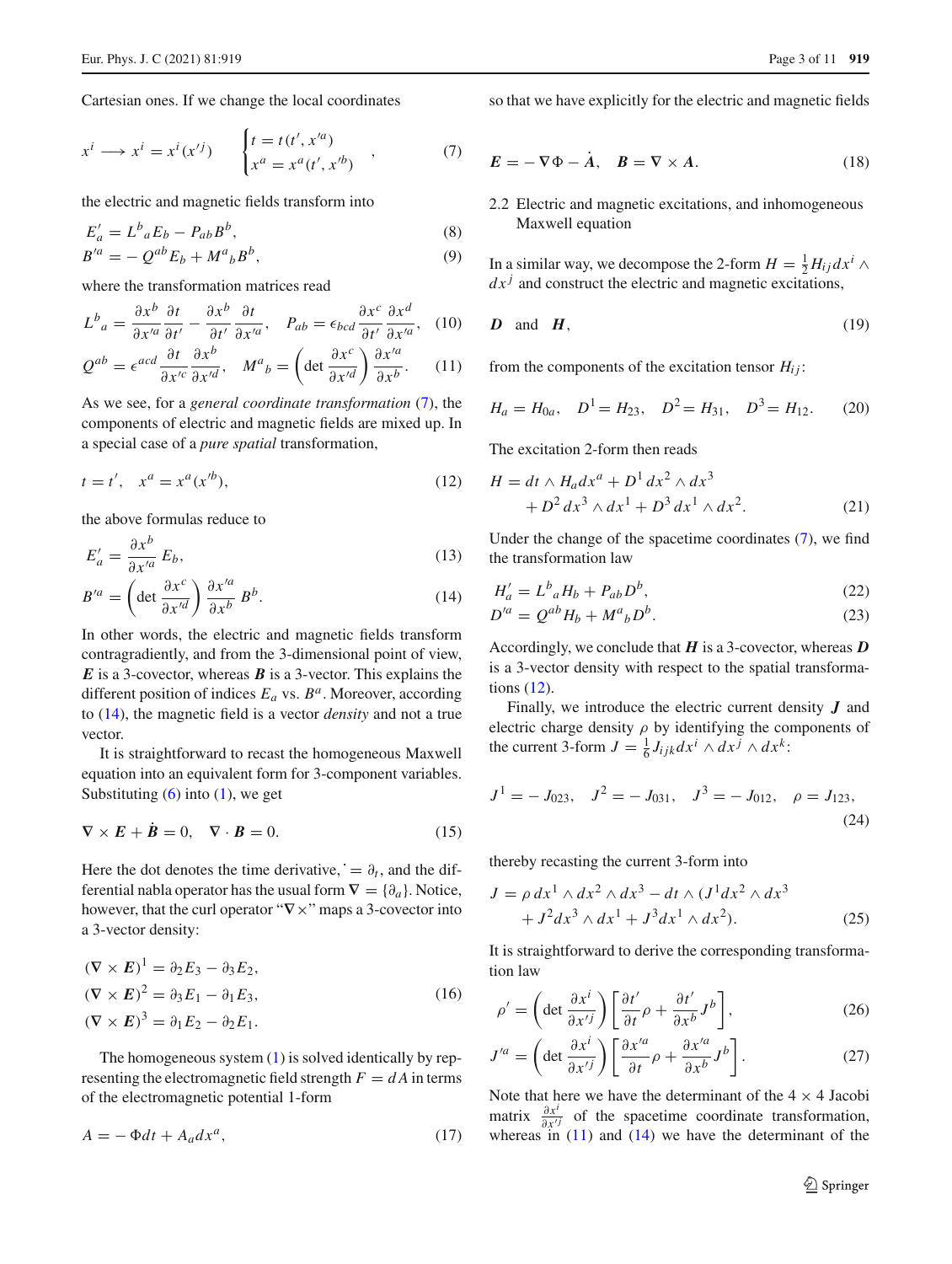Cartesian ones. If we change the local coordinates

$$
x^i \longrightarrow x^i = x^i(x'^j) \qquad \begin{cases} t = t(t', x'^a) \\ x^a = x^a(t', x'^b) \end{cases}, \tag{7}
$$

the electric and magnetic fields transform into

$$
E'_a = L^b{}_a E_b - P_{ab} B^b, \tag{8}
$$

$$
B'^a = -Q^{ab} E_b + M^a{}_b B^b, \tag{9}
$$

where the transformation matrices read

$$
L^b{}_a = \frac{\partial x^b}{\partial x'^a}\frac{\partial t}{\partial t'} - \frac{\partial x^b}{\partial t'}\frac{\partial t}{\partial x'^a}, \quad P_{ab} = \epsilon_{bcd}\frac{\partial x^c}{\partial t'}\frac{\partial x^d}{\partial x'^a}, \tag{10}
$$

$$
Q^{ab} = \epsilon^{acd}\frac{\partial t}{\partial x'^c}\frac{\partial x^b}{\partial x'^d}, \quad M^a{}_b = \left(\det\frac{\partial x^c}{\partial x'^d}\right)\frac{\partial x'^a}{\partial x^b}. \tag{11}
$$

As we see, for a *general coordinate transformation* (7), the components of electric and magnetic fields are mixed up. In a special case of a *pure spatial* transformation,

$$
t = t', \quad x^a = x^a(x'^b), \tag{12}
$$

the above formulas reduce to

$$
E'_a = \frac{\partial x^b}{\partial x'^a} E_b, \tag{13}
$$

$$
B'^a = \left(\det\frac{\partial x^c}{\partial x'^d}\right)\frac{\partial x'^a}{\partial x^b} B^b. \tag{14}
$$

In other words, the electric and magnetic fields transform contragradiently, and from the 3-dimensional point of view, $\boldsymbol{E}$ is a 3-covector, whereas $\boldsymbol{B}$ is a 3-vector. This explains the different position of indices $E_a$ vs. $B^a$. Moreover, according to (14), the magnetic field is a vector *density* and not a true vector.

It is straightforward to recast the homogeneous Maxwell equation into an equivalent form for 3-component variables. Substituting (6) into (1), we get

$$
\nabla \times \boldsymbol{E} + \dot{\boldsymbol{B}} = 0, \quad \nabla \cdot \boldsymbol{B} = 0. \tag{15}
$$

Here the dot denotes the time derivative, $\dot{} = \partial_t$, and the differential nabla operator has the usual form $\nabla = \{\partial_a\}$. Notice, however, that the curl operator "$\nabla\times$" maps a 3-covector into a 3-vector density:

$$
\begin{aligned}
(\nabla \times \boldsymbol{E})^1 &= \partial_2 E_3 - \partial_3 E_2, \\
(\nabla \times \boldsymbol{E})^2 &= \partial_3 E_1 - \partial_1 E_3, \\
(\nabla \times \boldsymbol{E})^3 &= \partial_1 E_2 - \partial_2 E_1.
\end{aligned} \tag{16}
$$

The homogeneous system (1) is solved identically by representing the electromagnetic field strength $F = dA$ in terms of the electromagnetic potential 1-form

$$
A = -\Phi dt + A_a dx^a, \tag{17}
$$

so that we have explicitly for the electric and magnetic fields

$$
\boldsymbol{E} = -\nabla\Phi - \dot{\boldsymbol{A}}, \quad \boldsymbol{B} = \nabla \times \boldsymbol{A}. \tag{18}
$$

## 2.2 Electric and magnetic excitations, and inhomogeneous Maxwell equation

In a similar way, we decompose the 2-form $H = \frac{1}{2}H_{ij}dx^i \wedge dx^j$ and construct the electric and magnetic excitations,

$$
\boldsymbol{D} \quad \text{and} \quad \boldsymbol{H}, \tag{19}
$$

from the components of the excitation tensor $H_{ij}$:

$$
H_a = H_{0a}, \quad D^1 = H_{23}, \quad D^2 = H_{31}, \quad D^3 = H_{12}. \tag{20}
$$

The excitation 2-form then reads

$$
\begin{aligned}
H = {} & dt \wedge H_a dx^a + D^1\, dx^2 \wedge dx^3 \\
& + D^2\, dx^3 \wedge dx^1 + D^3\, dx^1 \wedge dx^2.
\end{aligned} \tag{21}
$$

Under the change of the spacetime coordinates (7), we find the transformation law

$$
H'_a = L^b{}_a H_b + P_{ab} D^b, \tag{22}
$$

$$
D'^a = Q^{ab} H_b + M^a{}_b D^b. \tag{23}
$$

Accordingly, we conclude that $\boldsymbol{H}$ is a 3-covector, whereas $\boldsymbol{D}$ is a 3-vector density with respect to the spatial transformations (12).

Finally, we introduce the electric current density $\boldsymbol{J}$ and electric charge density $\rho$ by identifying the components of the current 3-form $J = \frac{1}{6}J_{ijk}dx^i \wedge dx^j \wedge dx^k$:

$$
J^1 = -J_{023}, \quad J^2 = -J_{031}, \quad J^3 = -J_{012}, \quad \rho = J_{123}, \tag{24}
$$

thereby recasting the current 3-form into

$$
\begin{aligned}
J = {} & \rho\, dx^1 \wedge dx^2 \wedge dx^3 - dt \wedge (J^1 dx^2 \wedge dx^3 \\
& + J^2 dx^3 \wedge dx^1 + J^3 dx^1 \wedge dx^2).
\end{aligned} \tag{25}
$$

It is straightforward to derive the corresponding transformation law

$$
\rho' = \left(\det\frac{\partial x^i}{\partial x'^j}\right)\left[\frac{\partial t'}{\partial t}\rho + \frac{\partial t'}{\partial x^b}J^b\right], \tag{26}
$$

$$
J'^a = \left(\det\frac{\partial x^i}{\partial x'^j}\right)\left[\frac{\partial x'^a}{\partial t}\rho + \frac{\partial x'^a}{\partial x^b}J^b\right]. \tag{27}
$$

Note that here we have the determinant of the $4 \times 4$ Jacobi matrix $\frac{\partial x^i}{\partial x'^j}$ of the spacetime coordinate transformation, whereas in (11) and (14) we have the determinant of the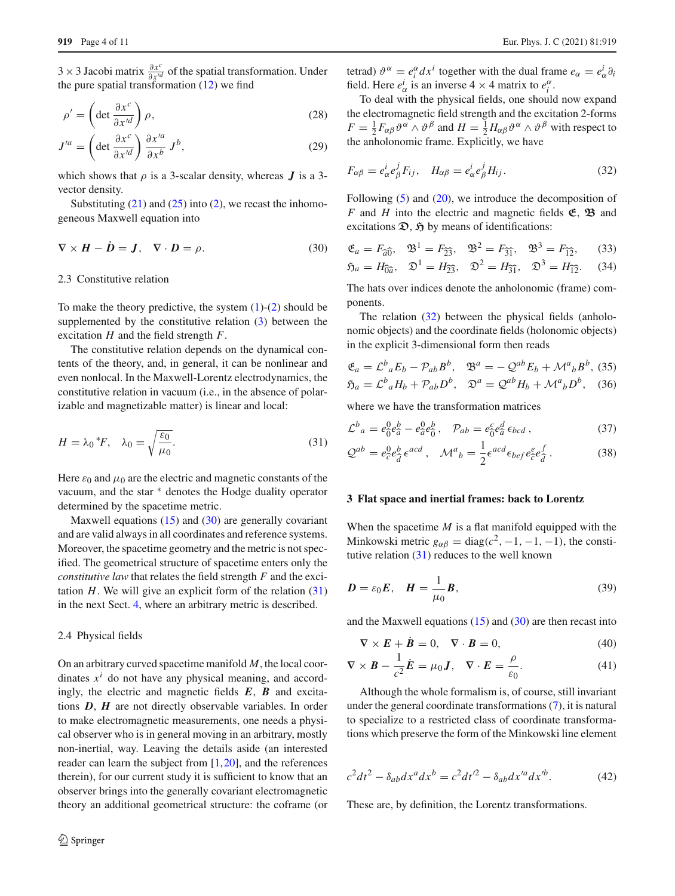$3 \times 3$ Jacobi matrix $\frac{\partial x^c}{\partial x'^d}$ of the spatial transformation. Under the pure spatial transformation (12) we find

$$\rho' = \left(\det \frac{\partial x^c}{\partial x'^d}\right) \rho, \tag{28}$$

$$J'^a = \left(\det \frac{\partial x^c}{\partial x'^d}\right) \frac{\partial x'^a}{\partial x^b}\, J^b, \tag{29}$$

which shows that $\rho$ is a 3-scalar density, whereas $\boldsymbol{J}$ is a 3-vector density.

Substituting (21) and (25) into (2), we recast the inhomogeneous Maxwell equation into

$$\nabla \times \boldsymbol{H} - \dot{\boldsymbol{D}} = \boldsymbol{J}, \quad \nabla \cdot \boldsymbol{D} = \rho. \tag{30}$$

### 2.3 Constitutive relation

To make the theory predictive, the system (1)-(2) should be supplemented by the constitutive relation (3) between the excitation $H$ and the field strength $F$.

The constitutive relation depends on the dynamical contents of the theory, and, in general, it can be nonlinear and even nonlocal. In the Maxwell-Lorentz electrodynamics, the constitutive relation in vacuum (i.e., in the absence of polarizable and magnetizable matter) is linear and local:

$$H = \lambda_0 \, {}^*F, \quad \lambda_0 = \sqrt{\frac{\varepsilon_0}{\mu_0}}. \tag{31}$$

Here $\varepsilon_0$ and $\mu_0$ are the electric and magnetic constants of the vacuum, and the star $^*$ denotes the Hodge duality operator determined by the spacetime metric.

Maxwell equations (15) and (30) are generally covariant and are valid always in all coordinates and reference systems. Moreover, the spacetime geometry and the metric is not specified. The geometrical structure of spacetime enters only the *constitutive law* that relates the field strength $F$ and the excitation $H$. We will give an explicit form of the relation (31) in the next Sect. 4, where an arbitrary metric is described.

### 2.4 Physical fields

On an arbitrary curved spacetime manifold $M$, the local coordinates $x^i$ do not have any physical meaning, and accordingly, the electric and magnetic fields $\boldsymbol{E}$, $\boldsymbol{B}$ and excitations $\boldsymbol{D}$, $\boldsymbol{H}$ are not directly observable variables. In order to make electromagnetic measurements, one needs a physical observer who is in general moving in an arbitrary, mostly non-inertial, way. Leaving the details aside (an interested reader can learn the subject from [1,20], and the references therein), for our current study it is sufficient to know that an observer brings into the generally covariant electromagnetic theory an additional geometrical structure: the coframe (or tetrad) $\vartheta^\alpha = e^\alpha_i dx^i$ together with the dual frame $e_\alpha = e^i_\alpha \partial_i$ field. Here $e^i_\alpha$ is an inverse $4 \times 4$ matrix to $e^\alpha_i$.

To deal with the physical fields, one should now expand the electromagnetic field strength and the excitation 2-forms $F = \frac{1}{2} F_{\alpha\beta} \vartheta^\alpha \wedge \vartheta^\beta$ and $H = \frac{1}{2} H_{\alpha\beta} \vartheta^\alpha \wedge \vartheta^\beta$ with respect to the anholonomic frame. Explicitly, we have

$$F_{\alpha\beta} = e^i_\alpha e^j_\beta F_{ij}, \quad H_{\alpha\beta} = e^i_\alpha e^j_\beta H_{ij}. \tag{32}$$

Following (5) and (20), we introduce the decomposition of $F$ and $H$ into the electric and magnetic fields $\mathfrak{E}$, $\mathfrak{B}$ and excitations $\mathfrak{D}$, $\mathfrak{H}$ by means of identifications:

$$\mathfrak{E}_a = F_{\widehat{a}\widehat{0}}, \quad \mathfrak{B}^1 = F_{\widehat{2}\widehat{3}}, \quad \mathfrak{B}^2 = F_{\widehat{3}\widehat{1}}, \quad \mathfrak{B}^3 = F_{\widehat{1}\widehat{2}}, \tag{33}$$

$$\mathfrak{H}_a = H_{\widehat{0}\widehat{a}}, \quad \mathfrak{D}^1 = H_{\widehat{2}\widehat{3}}, \quad \mathfrak{D}^2 = H_{\widehat{3}\widehat{1}}, \quad \mathfrak{D}^3 = H_{\widehat{1}\widehat{2}}. \tag{34}$$

The hats over indices denote the anholonomic (frame) components.

The relation (32) between the physical fields (anholonomic objects) and the coordinate fields (holonomic objects) in the explicit 3-dimensional form then reads

$$\mathfrak{E}_a = \mathcal{L}^b{}_a E_b - \mathcal{P}_{ab} B^b, \quad \mathfrak{B}^a = -\,\mathcal{Q}^{ab} E_b + \mathcal{M}^a{}_b B^b, \tag{35}$$

$$\mathfrak{H}_a = \mathcal{L}^b{}_a H_b + \mathcal{P}_{ab} D^b, \quad \mathfrak{D}^a = \mathcal{Q}^{ab} H_b + \mathcal{M}^a{}_b D^b, \tag{36}$$

where we have the transformation matrices

$$\mathcal{L}^b{}_a = e^0_{\widehat{0}} e^b_{\widehat{a}} - e^0_{\widehat{a}} e^b_{\widehat{0}}, \quad \mathcal{P}_{ab} = e^c_{\widehat{0}} e^d_{\widehat{a}}\, \epsilon_{bcd}\,, \tag{37}$$

$$\mathcal{Q}^{ab} = e^0_{\widehat{c}} e^b_{\widehat{d}}\, \epsilon^{acd}\,, \quad \mathcal{M}^a{}_b = \frac{1}{2} \epsilon^{acd} \epsilon_{bef} e^e_{\widehat{c}} e^f_{\widehat{d}}\,. \tag{38}$$

## 3 Flat space and inertial frames: back to Lorentz

When the spacetime $M$ is a flat manifold equipped with the Minkowski metric $g_{\alpha\beta} = \mathrm{diag}(c^2, -1, -1, -1)$, the constitutive relation (31) reduces to the well known

$$\boldsymbol{D} = \varepsilon_0 \boldsymbol{E}, \quad \boldsymbol{H} = \frac{1}{\mu_0} \boldsymbol{B}, \tag{39}$$

and the Maxwell equations (15) and (30) are then recast into

$$\nabla \times \boldsymbol{E} + \dot{\boldsymbol{B}} = 0, \quad \nabla \cdot \boldsymbol{B} = 0, \tag{40}$$

$$\nabla \times \boldsymbol{B} - \frac{1}{c^2} \dot{\boldsymbol{E}} = \mu_0 \boldsymbol{J}, \quad \nabla \cdot \boldsymbol{E} = \frac{\rho}{\varepsilon_0}. \tag{41}$$

Although the whole formalism is, of course, still invariant under the general coordinate transformations (7), it is natural to specialize to a restricted class of coordinate transformations which preserve the form of the Minkowski line element

$$c^2 dt^2 - \delta_{ab} dx^a dx^b = c^2 dt'^2 - \delta_{ab} dx'^a dx'^b. \tag{42}$$

These are, by definition, the Lorentz transformations.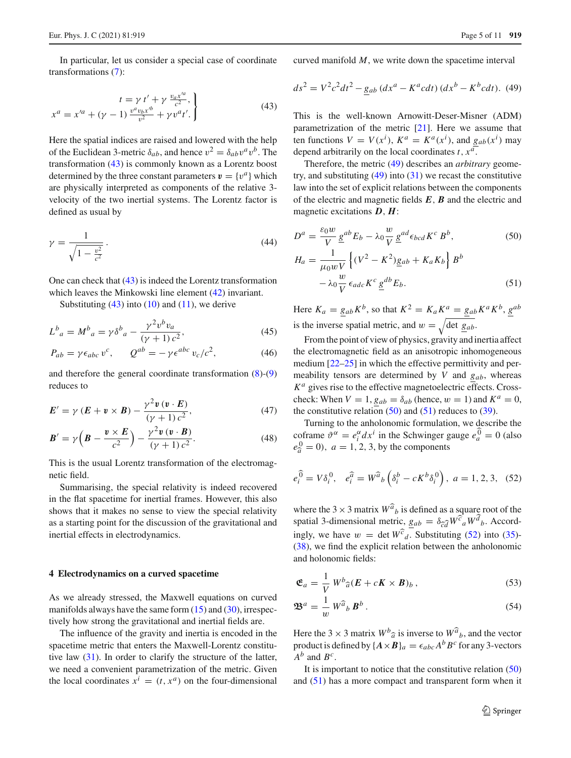In particular, let us consider a special case of coordinate transformations (7):

$$
\left.\begin{aligned} t &= \gamma\, t' + \gamma\, \frac{v_a x'^a}{c^2}, \\ x^a &= x'^a + (\gamma - 1)\, \frac{v^a v_b x'^b}{v^2} + \gamma v^a t'. \end{aligned}\right\} \tag{43}
$$

Here the spatial indices are raised and lowered with the help of the Euclidean 3-metric $\delta_{ab}$, and hence $v^2 = \delta_{ab} v^a v^b$. The transformation (43) is commonly known as a Lorentz boost determined by the three constant parameters $\boldsymbol{v} = \{v^a\}$ which are physically interpreted as components of the relative 3-velocity of the two inertial systems. The Lorentz factor is defined as usual by

$$
\gamma = \frac{1}{\sqrt{1 - \frac{v^2}{c^2}}}\,. \tag{44}
$$

One can check that (43) is indeed the Lorentz transformation which leaves the Minkowski line element (42) invariant.

Substituting (43) into (10) and (11), we derive

$$
L^b{}_a = M^b{}_a = \gamma \delta^b{}_a - \frac{\gamma^2 v^b v_a}{(\gamma + 1)\, c^2}, \tag{45}
$$

$$
P_{ab} = \gamma \epsilon_{abc}\, v^c, \qquad Q^{ab} = -\,\gamma \epsilon^{abc}\, v_c/c^2, \tag{46}
$$

and therefore the general coordinate transformation (8)-(9) reduces to

$$
\boldsymbol{E}' = \gamma\, (\boldsymbol{E} + \boldsymbol{v} \times \boldsymbol{B}) - \frac{\gamma^2 \boldsymbol{v}\, (\boldsymbol{v} \cdot \boldsymbol{E})}{(\gamma + 1)\, c^2}, \tag{47}
$$

$$
\boldsymbol{B}' = \gamma \Big(\boldsymbol{B} - \frac{\boldsymbol{v} \times \boldsymbol{E}}{c^2}\Big) - \frac{\gamma^2 \boldsymbol{v}\, (\boldsymbol{v} \cdot \boldsymbol{B})}{(\gamma + 1)\, c^2}. \tag{48}
$$

This is the usual Lorentz transformation of the electromagnetic field.

Summarising, the special relativity is indeed recovered in the flat spacetime for inertial frames. However, this also shows that it makes no sense to view the special relativity as a starting point for the discussion of the gravitational and inertial effects in electrodynamics.

## 4 Electrodynamics on a curved spacetime

As we already stressed, the Maxwell equations on curved manifolds always have the same form (15) and (30), irrespectively how strong the gravitational and inertial fields are.

The influence of the gravity and inertia is encoded in the spacetime metric that enters the Maxwell-Lorentz constitutive law (31). In order to clarify the structure of the latter, we need a convenient parametrization of the metric. Given the local coordinates $x^i = (t, x^a)$ on the four-dimensional curved manifold $M$, we write down the spacetime interval

$$
ds^2 = V^2 c^2 dt^2 - \underline{g}_{ab}\, (dx^a - K^a c dt)\, (dx^b - K^b c dt). \tag{49}
$$

This is the well-known Arnowitt-Deser-Misner (ADM) parametrization of the metric [21]. Here we assume that ten functions $V = V(x^i)$, $K^a = K^a(x^i)$, and $\underline{g}_{ab}(x^i)$ may depend arbitrarily on the local coordinates $t, x^a$.

Therefore, the metric (49) describes an *arbitrary* geometry, and substituting (49) into (31) we recast the constitutive law into the set of explicit relations between the components of the electric and magnetic fields $\boldsymbol{E}, \boldsymbol{B}$ and the electric and magnetic excitations $\boldsymbol{D}, \boldsymbol{H}$:

$$
D^a = \frac{\varepsilon_0 w}{V}\, \underline{g}^{ab} E_b - \lambda_0 \frac{w}{V}\, \underline{g}^{ad} \epsilon_{bcd} K^c\, B^b, \tag{50}
$$

$$
\begin{aligned} H_a = {} & \frac{1}{\mu_0 w V} \Big\{ (V^2 - K^2) \underline{g}_{ab} + K_a K_b \Big\}\, B^b \\ & - \lambda_0 \frac{w}{V}\, \epsilon_{adc} K^c\, \underline{g}^{db} E_b. \end{aligned} \tag{51}
$$

Here $K_a = \underline{g}_{ab} K^b$, so that $K^2 = K_a K^a = \underline{g}_{ab} K^a K^b$, $\underline{g}^{ab}$ is the inverse spatial metric, and $w = \sqrt{\det \underline{g}_{ab}}$.

From the point of view of physics, gravity and inertia affect the electromagnetic field as an anisotropic inhomogeneous medium [22–25] in which the effective permittivity and permeability tensors are determined by $V$ and $\underline{g}_{ab}$, whereas $K^a$ gives rise to the effective magnetoelectric effects. Cross-check: When $V = 1$, $\underline{g}_{ab} = \delta_{ab}$ (hence, $w = 1$) and $K^a = 0$, the constitutive relation (50) and (51) reduces to (39).

Turning to the anholonomic formulation, we describe the coframe $\vartheta^\alpha = e_i^\alpha dx^i$ in the Schwinger gauge $e_a^{\widehat{0}} = 0$ (also $e_{\widehat{a}}^0 = 0$), $a = 1, 2, 3$, by the components

$$
e_i^{\widehat{0}} = V \delta_i^0, \quad e_i^{\widehat{a}} = W^{\widehat{a}}{}_b \left(\delta_i^b - c K^b \delta_i^0\right), \ a = 1, 2, 3, \tag{52}
$$

where the $3 \times 3$ matrix $W^{\widehat{a}}{}_b$ is defined as a square root of the spatial 3-dimensional metric, $\underline{g}_{ab} = \delta_{\widehat{c}\widehat{d}} W^{\widehat{c}}{}_a W^{\widehat{d}}{}_b$. Accordingly, we have $w = \det W^{\widehat{c}}{}_d$. Substituting (52) into (35)-(38), we find the explicit relation between the anholonomic and holonomic fields:

$$
\mathfrak{E}_a = \frac{1}{V}\, W^b{}_{\widehat{a}} (\boldsymbol{E} + c\boldsymbol{K} \times \boldsymbol{B})_b\,, \tag{53}
$$

$$
\mathfrak{B}^a = \frac{1}{w}\, W^{\widehat{a}}{}_b\, \boldsymbol{B}^b\,. \tag{54}
$$

Here the $3 \times 3$ matrix $W^b{}_{\widehat{a}}$ is inverse to $W^{\widehat{a}}{}_b$, and the vector product is defined by $\{\boldsymbol{A} \times \boldsymbol{B}\}_a = \epsilon_{abc} A^b B^c$ for any 3-vectors $A^b$ and $B^c$.

It is important to notice that the constitutive relation (50) and (51) has a more compact and transparent form when it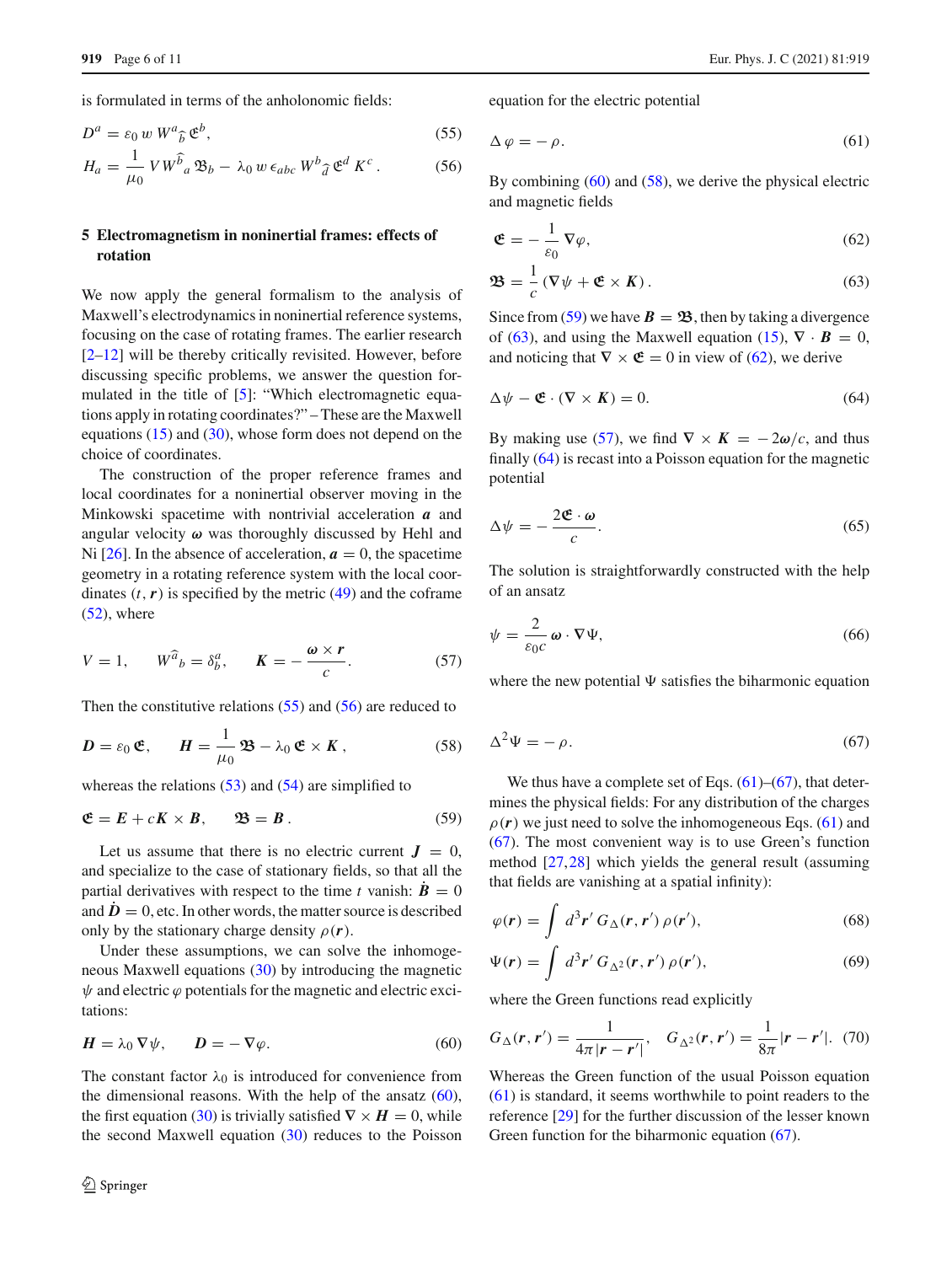is formulated in terms of the anholonomic fields:

$$D^a = \varepsilon_0 \, w \, W^a{}_{\widehat{b}} \, \mathfrak{E}^b, \tag{55}$$

$$H_a = \frac{1}{\mu_0} \, V W^{\widehat{b}}{}_a \, \mathfrak{B}_b - \lambda_0 \, w \, \epsilon_{abc} \, W^b{}_{\widehat{d}} \, \mathfrak{E}^d \, K^c \,. \tag{56}$$

## 5 Electromagnetism in noninertial frames: effects of rotation

We now apply the general formalism to the analysis of Maxwell's electrodynamics in noninertial reference systems, focusing on the case of rotating frames. The earlier research [2–12] will be thereby critically revisited. However, before discussing specific problems, we answer the question formulated in the title of [5]: "Which electromagnetic equations apply in rotating coordinates?" – These are the Maxwell equations (15) and (30), whose form does not depend on the choice of coordinates.

The construction of the proper reference frames and local coordinates for a noninertial observer moving in the Minkowski spacetime with nontrivial acceleration $\boldsymbol{a}$ and angular velocity $\boldsymbol{\omega}$ was thoroughly discussed by Hehl and Ni [26]. In the absence of acceleration, $\boldsymbol{a} = 0$, the spacetime geometry in a rotating reference system with the local coordinates $(t, \boldsymbol{r})$ is specified by the metric (49) and the coframe (52), where

$$V = 1, \qquad W^{\widehat{a}}{}_b = \delta^a_b, \qquad \boldsymbol{K} = -\,\frac{\boldsymbol{\omega} \times \boldsymbol{r}}{c}. \tag{57}$$

Then the constitutive relations (55) and (56) are reduced to

$$\boldsymbol{D} = \varepsilon_0 \, \boldsymbol{\mathfrak{E}}, \qquad \boldsymbol{H} = \frac{1}{\mu_0} \, \boldsymbol{\mathfrak{B}} - \lambda_0 \, \boldsymbol{\mathfrak{E}} \times \boldsymbol{K} \,, \tag{58}$$

whereas the relations (53) and (54) are simplified to

$$\boldsymbol{\mathfrak{E}} = \boldsymbol{E} + c\boldsymbol{K} \times \boldsymbol{B}, \qquad \boldsymbol{\mathfrak{B}} = \boldsymbol{B} \,. \tag{59}$$

Let us assume that there is no electric current $\boldsymbol{J} = 0$, and specialize to the case of stationary fields, so that all the partial derivatives with respect to the time $t$ vanish: $\dot{\boldsymbol{B}} = 0$ and $\dot{\boldsymbol{D}} = 0$, etc. In other words, the matter source is described only by the stationary charge density $\rho(\boldsymbol{r})$.

Under these assumptions, we can solve the inhomogeneous Maxwell equations (30) by introducing the magnetic $\psi$ and electric $\varphi$ potentials for the magnetic and electric excitations:

$$\boldsymbol{H} = \lambda_0 \, \nabla \psi, \qquad \boldsymbol{D} = -\, \nabla \varphi. \tag{60}$$

The constant factor $\lambda_0$ is introduced for convenience from the dimensional reasons. With the help of the ansatz (60), the first equation (30) is trivially satisfied $\nabla \times \boldsymbol{H} = 0$, while the second Maxwell equation (30) reduces to the Poisson equation for the electric potential

$$\Delta \, \varphi = -\, \rho. \tag{61}$$

By combining (60) and (58), we derive the physical electric and magnetic fields

$$\boldsymbol{\mathfrak{E}} = -\,\frac{1}{\varepsilon_0} \, \nabla \varphi, \tag{62}$$

$$\boldsymbol{\mathfrak{B}} = \frac{1}{c} \left( \nabla \psi + \boldsymbol{\mathfrak{E}} \times \boldsymbol{K} \right). \tag{63}$$

Since from (59) we have $\boldsymbol{B} = \boldsymbol{\mathfrak{B}}$, then by taking a divergence of (63), and using the Maxwell equation (15), $\nabla \cdot \boldsymbol{B} = 0$, and noticing that $\nabla \times \boldsymbol{\mathfrak{E}} = 0$ in view of (62), we derive

$$\Delta \psi - \boldsymbol{\mathfrak{E}} \cdot (\nabla \times \boldsymbol{K}) = 0. \tag{64}$$

By making use (57), we find $\nabla \times \boldsymbol{K} = -2\boldsymbol{\omega}/c$, and thus finally (64) is recast into a Poisson equation for the magnetic potential

$$\Delta \psi = -\,\frac{2\boldsymbol{\mathfrak{E}} \cdot \boldsymbol{\omega}}{c}. \tag{65}$$

The solution is straightforwardly constructed with the help of an ansatz

$$\psi = \frac{2}{\varepsilon_0 c} \, \boldsymbol{\omega} \cdot \nabla \Psi, \tag{66}$$

where the new potential $\Psi$ satisfies the biharmonic equation

$$\Delta^2 \Psi = -\, \rho. \tag{67}$$

We thus have a complete set of Eqs. (61)–(67), that determines the physical fields: For any distribution of the charges $\rho(\boldsymbol{r})$ we just need to solve the inhomogeneous Eqs. (61) and (67). The most convenient way is to use Green's function method [27,28] which yields the general result (assuming that fields are vanishing at a spatial infinity):

$$\varphi(\boldsymbol{r}) = \int d^3\boldsymbol{r}' \, G_\Delta(\boldsymbol{r}, \boldsymbol{r}') \, \rho(\boldsymbol{r}'), \tag{68}$$

$$\Psi(\boldsymbol{r}) = \int d^3\boldsymbol{r}' \, G_{\Delta^2}(\boldsymbol{r}, \boldsymbol{r}') \, \rho(\boldsymbol{r}'), \tag{69}$$

where the Green functions read explicitly

$$G_\Delta(\boldsymbol{r}, \boldsymbol{r}') = \frac{1}{4\pi |\boldsymbol{r} - \boldsymbol{r}'|}, \qquad G_{\Delta^2}(\boldsymbol{r}, \boldsymbol{r}') = \frac{1}{8\pi} |\boldsymbol{r} - \boldsymbol{r}'|. \tag{70}$$

Whereas the Green function of the usual Poisson equation (61) is standard, it seems worthwhile to point readers to the reference [29] for the further discussion of the lesser known Green function for the biharmonic equation (67).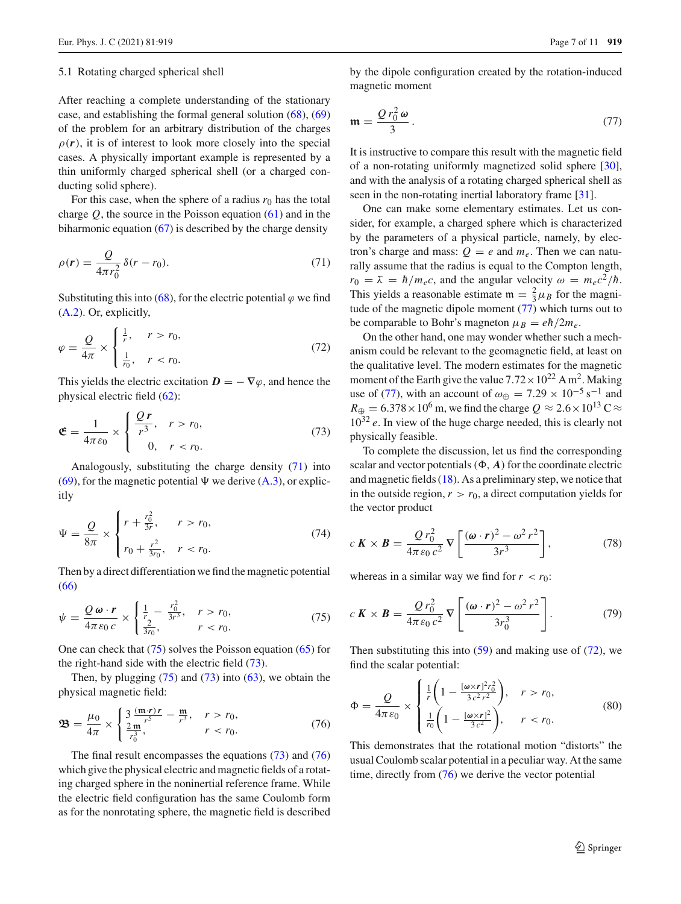### 5.1 Rotating charged spherical shell

After reaching a complete understanding of the stationary case, and establishing the formal general solution (68), (69) of the problem for an arbitrary distribution of the charges $\rho(\boldsymbol{r})$, it is of interest to look more closely into the special cases. A physically important example is represented by a thin uniformly charged spherical shell (or a charged conducting solid sphere).

For this case, when the sphere of a radius $r_0$ has the total charge $Q$, the source in the Poisson equation (61) and in the biharmonic equation (67) is described by the charge density

$$\rho(\boldsymbol{r}) = \frac{Q}{4\pi r_0^2}\,\delta(r - r_0). \tag{71}$$

Substituting this into (68), for the electric potential $\varphi$ we find (A.2). Or, explicitly,

$$\varphi = \frac{Q}{4\pi} \times \begin{cases} \frac{1}{r}, & r > r_0, \\ \frac{1}{r_0}, & r < r_0. \end{cases} \tag{72}$$

This yields the electric excitation $\boldsymbol{D} = -\nabla\varphi$, and hence the physical electric field (62):

$$\mathfrak{E} = \frac{1}{4\pi\varepsilon_0} \times \begin{cases} \dfrac{Q\,\boldsymbol{r}}{r^3}, & r > r_0, \\ 0, & r < r_0. \end{cases} \tag{73}$$

Analogously, substituting the charge density (71) into (69), for the magnetic potential $\Psi$ we derive (A.3), or explicitly

$$\Psi = \frac{Q}{8\pi} \times \begin{cases} r + \frac{r_0^2}{3r}, & r > r_0, \\ r_0 + \frac{r^2}{3r_0}, & r < r_0. \end{cases} \tag{74}$$

Then by a direct differentiation we find the magnetic potential (66)

$$\psi = \frac{Q\,\boldsymbol{\omega}\cdot\boldsymbol{r}}{4\pi\varepsilon_0\, c} \times \begin{cases} \frac{1}{r} - \frac{r_0^2}{3r^3}, & r > r_0, \\ \frac{2}{3r_0}, & r < r_0. \end{cases} \tag{75}$$

One can check that (75) solves the Poisson equation (65) for the right-hand side with the electric field (73).

Then, by plugging (75) and (73) into (63), we obtain the physical magnetic field:

$$\mathfrak{B} = \frac{\mu_0}{4\pi} \times \begin{cases} 3\,\frac{(\mathfrak{m}\cdot\boldsymbol{r})\,\boldsymbol{r}}{r^5} - \frac{\mathfrak{m}}{r^3}, & r > r_0, \\ \frac{2\,\mathfrak{m}}{r_0^3}, & r < r_0. \end{cases} \tag{76}$$

The final result encompasses the equations (73) and (76) which give the physical electric and magnetic fields of a rotating charged sphere in the noninertial reference frame. While the electric field configuration has the same Coulomb form as for the nonrotating sphere, the magnetic field is described by the dipole configuration created by the rotation-induced magnetic moment

$$\mathfrak{m} = \frac{Q\,r_0^2\,\boldsymbol{\omega}}{3}. \tag{77}$$

It is instructive to compare this result with the magnetic field of a non-rotating uniformly magnetized solid sphere [30], and with the analysis of a rotating charged spherical shell as seen in the non-rotating inertial laboratory frame [31].

One can make some elementary estimates. Let us consider, for example, a charged sphere which is characterized by the parameters of a physical particle, namely, by electron's charge and mass: $Q = e$ and $m_e$. Then we can naturally assume that the radius is equal to the Compton length, $r_0 = \bar{\lambda} = \hbar/m_e c$, and the angular velocity $\omega = m_e c^2/\hbar$. This yields a reasonable estimate $\mathfrak{m} = \frac{2}{3}\mu_B$ for the magnitude of the magnetic dipole moment (77) which turns out to be comparable to Bohr's magneton $\mu_B = e\hbar/2m_e$.

On the other hand, one may wonder whether such a mechanism could be relevant to the geomagnetic field, at least on the qualitative level. The modern estimates for the magnetic moment of the Earth give the value $7.72\times 10^{22}$ A m$^2$. Making use of (77), with an account of $\omega_\oplus = 7.29\times 10^{-5}\,\mathrm{s}^{-1}$ and $R_\oplus = 6.378\times 10^6$ m, we find the charge $Q \approx 2.6\times 10^{13}$ C $\approx 10^{32}\,e$. In view of the huge charge needed, this is clearly not physically feasible.

To complete the discussion, let us find the corresponding scalar and vector potentials $(\Phi, \boldsymbol{A})$ for the coordinate electric and magnetic fields (18). As a preliminary step, we notice that in the outside region, $r > r_0$, a direct computation yields for the vector product

$$c\,\boldsymbol{K}\times\boldsymbol{B} = \frac{Q\,r_0^2}{4\pi\varepsilon_0\,c^2}\,\nabla\left[\frac{(\boldsymbol{\omega}\cdot\boldsymbol{r})^2 - \omega^2 r^2}{3r^3}\right], \tag{78}$$

whereas in a similar way we find for $r < r_0$:

$$c\,\boldsymbol{K}\times\boldsymbol{B} = \frac{Q\,r_0^2}{4\pi\varepsilon_0\,c^2}\,\nabla\left[\frac{(\boldsymbol{\omega}\cdot\boldsymbol{r})^2 - \omega^2 r^2}{3r_0^3}\right]. \tag{79}$$

Then substituting this into (59) and making use of (72), we find the scalar potential:

$$\Phi = \frac{Q}{4\pi\varepsilon_0} \times \begin{cases} \frac{1}{r}\left(1 - \frac{[\boldsymbol{\omega}\times\boldsymbol{r}]^2 r_0^2}{3\,c^2\,r^2}\right), & r > r_0, \\ \frac{1}{r_0}\left(1 - \frac{[\boldsymbol{\omega}\times\boldsymbol{r}]^2}{3\,c^2}\right), & r < r_0. \end{cases} \tag{80}$$

This demonstrates that the rotational motion "distorts" the usual Coulomb scalar potential in a peculiar way. At the same time, directly from (76) we derive the vector potential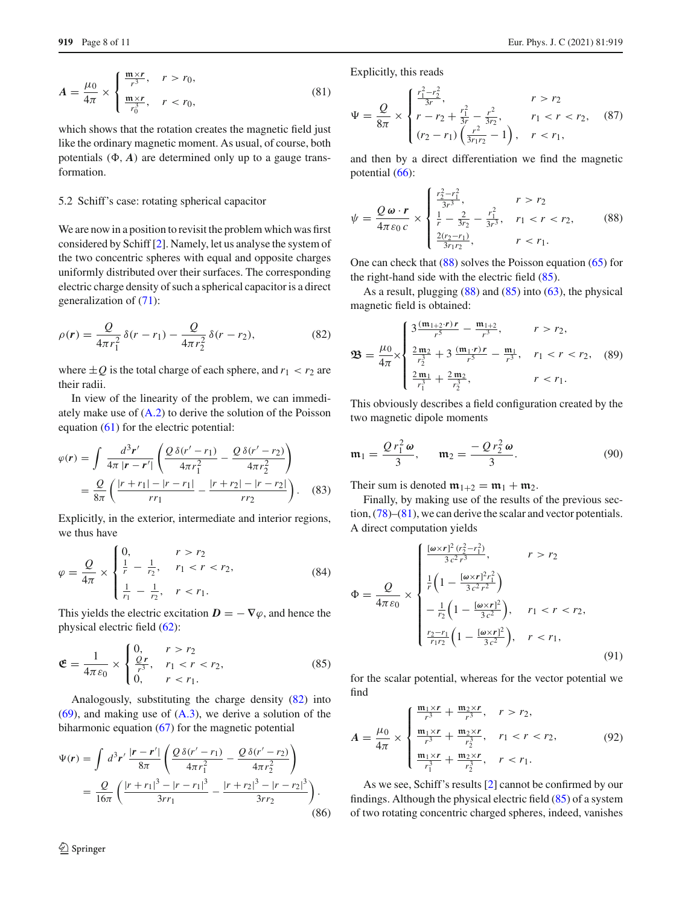$$
\boldsymbol{A} = \frac{\mu_0}{4\pi} \times \begin{cases} \frac{\mathfrak{m}\times \boldsymbol{r}}{r^3}, & r > r_0, \\ \frac{\mathfrak{m}\times \boldsymbol{r}}{r_0^3}, & r < r_0, \end{cases} \tag{81}
$$

which shows that the rotation creates the magnetic field just like the ordinary magnetic moment. As usual, of course, both potentials $(\Phi, \boldsymbol{A})$ are determined only up to a gauge transformation.

### 5.2 Schiff's case: rotating spherical capacitor

We are now in a position to revisit the problem which was first considered by Schiff [2]. Namely, let us analyse the system of the two concentric spheres with equal and opposite charges uniformly distributed over their surfaces. The corresponding electric charge density of such a spherical capacitor is a direct generalization of (71):

$$
\rho(\boldsymbol{r}) = \frac{Q}{4\pi r_1^2}\,\delta(r - r_1) - \frac{Q}{4\pi r_2^2}\,\delta(r - r_2), \tag{82}
$$

where $\pm Q$ is the total charge of each sphere, and $r_1 < r_2$ are their radii.

In view of the linearity of the problem, we can immediately make use of (A.2) to derive the solution of the Poisson equation (61) for the electric potential:

$$
\begin{aligned}
\varphi(\boldsymbol{r}) &= \int \frac{d^3\boldsymbol{r}'}{4\pi\,|\boldsymbol{r} - \boldsymbol{r}'|}\left(\frac{Q\,\delta(r' - r_1)}{4\pi r_1^2} - \frac{Q\,\delta(r' - r_2)}{4\pi r_2^2}\right) \\
&= \frac{Q}{8\pi}\left(\frac{|r + r_1| - |r - r_1|}{r r_1} - \frac{|r + r_2| - |r - r_2|}{r r_2}\right).
\end{aligned} \tag{83}
$$

Explicitly, in the exterior, intermediate and interior regions, we thus have

$$
\varphi = \frac{Q}{4\pi} \times \begin{cases} 0, & r > r_2 \\ \frac{1}{r} - \frac{1}{r_2}, & r_1 < r < r_2, \\ \frac{1}{r_1} - \frac{1}{r_2}, & r < r_1. \end{cases} \tag{84}
$$

This yields the electric excitation $\boldsymbol{D} = -\boldsymbol{\nabla}\varphi$, and hence the physical electric field (62):

$$
\mathfrak{E} = \frac{1}{4\pi\varepsilon_0} \times \begin{cases} 0, & r > r_2 \\ \frac{Q\boldsymbol{r}}{r^3}, & r_1 < r < r_2, \\ 0, & r < r_1. \end{cases} \tag{85}
$$

Analogously, substituting the charge density (82) into (69), and making use of (A.3), we derive a solution of the biharmonic equation (67) for the magnetic potential

$$
\begin{aligned}
\Psi(\boldsymbol{r}) &= \int d^3\boldsymbol{r}'\,\frac{|\boldsymbol{r} - \boldsymbol{r}'|}{8\pi}\left(\frac{Q\,\delta(r' - r_1)}{4\pi r_1^2} - \frac{Q\,\delta(r' - r_2)}{4\pi r_2^2}\right) \\
&= \frac{Q}{16\pi}\left(\frac{|r + r_1|^3 - |r - r_1|^3}{3 r r_1} - \frac{|r + r_2|^3 - |r - r_2|^3}{3 r r_2}\right).
\end{aligned} \tag{86}
$$

Explicitly, this reads

$$
\Psi = \frac{Q}{8\pi} \times \begin{cases} \frac{r_1^2 - r_2^2}{3r}, & r > r_2 \\ r - r_2 + \frac{r_1^2}{3r} - \frac{r^2}{3r_2}, & r_1 < r < r_2, \\ (r_2 - r_1)\left(\frac{r^2}{3 r_1 r_2} - 1\right), & r < r_1, \end{cases} \tag{87}
$$

and then by a direct differentiation we find the magnetic potential (66):

$$
\psi = \frac{Q\,\boldsymbol{\omega}\cdot\boldsymbol{r}}{4\pi\varepsilon_0\, c} \times \begin{cases} \frac{r_2^2 - r_1^2}{3r^3}, & r > r_2 \\ \frac{1}{r} - \frac{2}{3r_2} - \frac{r_1^2}{3r^3}, & r_1 < r < r_2, \\ \frac{2(r_2 - r_1)}{3 r_1 r_2}, & r < r_1. \end{cases} \tag{88}
$$

One can check that (88) solves the Poisson equation (65) for the right-hand side with the electric field (85).

As a result, plugging (88) and (85) into (63), the physical magnetic field is obtained:

$$
\mathfrak{B} = \frac{\mu_0}{4\pi} \times \begin{cases} 3\frac{(\mathfrak{m}_{1+2}\cdot\boldsymbol{r})\,\boldsymbol{r}}{r^5} - \frac{\mathfrak{m}_{1+2}}{r^3}, & r > r_2, \\ \frac{2\,\mathfrak{m}_2}{r_2^3} + 3\,\frac{(\mathfrak{m}_1\cdot\boldsymbol{r})\,\boldsymbol{r}}{r^5} - \frac{\mathfrak{m}_1}{r^3}, & r_1 < r < r_2, \\ \frac{2\,\mathfrak{m}_1}{r_1^3} + \frac{2\,\mathfrak{m}_2}{r_2^3}, & r < r_1. \end{cases} \tag{89}
$$

This obviously describes a field configuration created by the two magnetic dipole moments

$$
\mathfrak{m}_1 = \frac{Q\, r_1^2\,\boldsymbol{\omega}}{3}, \qquad \mathfrak{m}_2 = \frac{-\,Q\, r_2^2\,\boldsymbol{\omega}}{3}. \tag{90}
$$

Their sum is denoted $\mathfrak{m}_{1+2} = \mathfrak{m}_1 + \mathfrak{m}_2$.

Finally, by making use of the results of the previous section, (78)–(81), we can derive the scalar and vector potentials. A direct computation yields

$$
\Phi = \frac{Q}{4\pi\varepsilon_0} \times \begin{cases} \frac{[\boldsymbol{\omega}\times\boldsymbol{r}]^2\,(r_2^2 - r_1^2)}{3\,c^2\,r^3}, & r > r_2 \\ \frac{1}{r}\left(1 - \frac{[\boldsymbol{\omega}\times\boldsymbol{r}]^2 r_1^2}{3\,c^2\,r^2}\right) & \\ -\,\frac{1}{r_2}\left(1 - \frac{[\boldsymbol{\omega}\times\boldsymbol{r}]^2}{3\,c^2}\right), & r_1 < r < r_2, \\ \frac{r_2 - r_1}{r_1 r_2}\left(1 - \frac{[\boldsymbol{\omega}\times\boldsymbol{r}]^2}{3\,c^2}\right), & r < r_1, \end{cases} \tag{91}
$$

for the scalar potential, whereas for the vector potential we find

$$
\boldsymbol{A} = \frac{\mu_0}{4\pi} \times \begin{cases} \frac{\mathfrak{m}_1\times\boldsymbol{r}}{r^3} + \frac{\mathfrak{m}_2\times\boldsymbol{r}}{r^3}, & r > r_2, \\ \frac{\mathfrak{m}_1\times\boldsymbol{r}}{r^3} + \frac{\mathfrak{m}_2\times\boldsymbol{r}}{r_2^3}, & r_1 < r < r_2, \\ \frac{\mathfrak{m}_1\times\boldsymbol{r}}{r_1^3} + \frac{\mathfrak{m}_2\times\boldsymbol{r}}{r_2^3}, & r < r_1. \end{cases} \tag{92}
$$

As we see, Schiff's results [2] cannot be confirmed by our findings. Although the physical electric field (85) of a system of two rotating concentric charged spheres, indeed, vanishes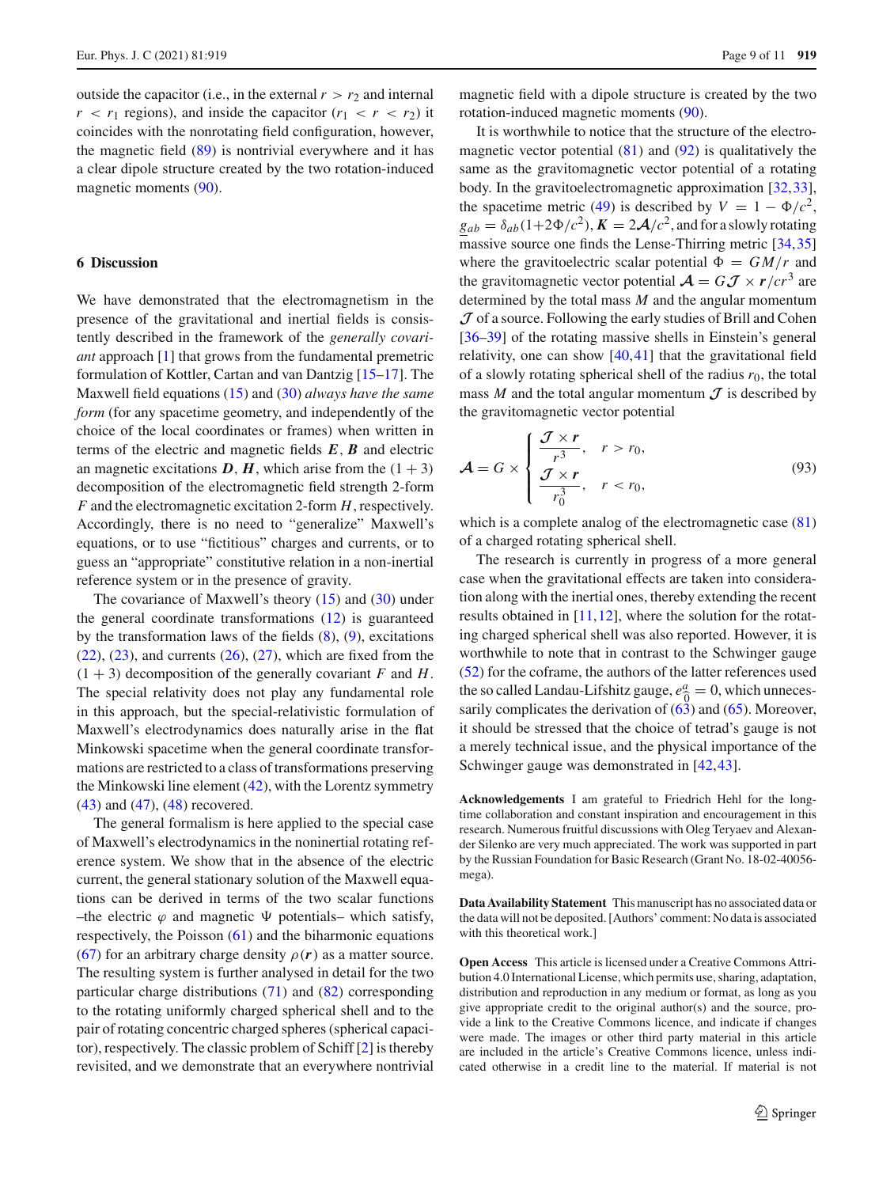outside the capacitor (i.e., in the external $r > r_2$ and internal $r < r_1$ regions), and inside the capacitor ($r_1 < r < r_2$) it coincides with the nonrotating field configuration, however, the magnetic field (89) is nontrivial everywhere and it has a clear dipole structure created by the two rotation-induced magnetic moments (90).

## 6 Discussion

We have demonstrated that the electromagnetism in the presence of the gravitational and inertial fields is consistently described in the framework of the *generally covariant* approach [1] that grows from the fundamental premetric formulation of Kottler, Cartan and van Dantzig [15–17]. The Maxwell field equations (15) and (30) *always have the same form* (for any spacetime geometry, and independently of the choice of the local coordinates or frames) when written in terms of the electric and magnetic fields $\boldsymbol{E}, \boldsymbol{B}$ and electric an magnetic excitations $\boldsymbol{D}, \boldsymbol{H}$, which arise from the $(1+3)$ decomposition of the electromagnetic field strength 2-form $F$ and the electromagnetic excitation 2-form $H$, respectively. Accordingly, there is no need to "generalize" Maxwell's equations, or to use "fictitious" charges and currents, or to guess an "appropriate" constitutive relation in a non-inertial reference system or in the presence of gravity.

The covariance of Maxwell's theory (15) and (30) under the general coordinate transformations (12) is guaranteed by the transformation laws of the fields (8), (9), excitations (22), (23), and currents (26), (27), which are fixed from the $(1+3)$ decomposition of the generally covariant $F$ and $H$. The special relativity does not play any fundamental role in this approach, but the special-relativistic formulation of Maxwell's electrodynamics does naturally arise in the flat Minkowski spacetime when the general coordinate transformations are restricted to a class of transformations preserving the Minkowski line element (42), with the Lorentz symmetry (43) and (47), (48) recovered.

The general formalism is here applied to the special case of Maxwell's electrodynamics in the noninertial rotating reference system. We show that in the absence of the electric current, the general stationary solution of the Maxwell equations can be derived in terms of the two scalar functions –the electric $\varphi$ and magnetic $\Psi$ potentials– which satisfy, respectively, the Poisson (61) and the biharmonic equations (67) for an arbitrary charge density $\rho(\boldsymbol{r})$ as a matter source. The resulting system is further analysed in detail for the two particular charge distributions (71) and (82) corresponding to the rotating uniformly charged spherical shell and to the pair of rotating concentric charged spheres (spherical capacitor), respectively. The classic problem of Schiff [2] is thereby revisited, and we demonstrate that an everywhere nontrivial magnetic field with a dipole structure is created by the two rotation-induced magnetic moments (90).

It is worthwhile to notice that the structure of the electromagnetic vector potential (81) and (92) is qualitatively the same as the gravitomagnetic vector potential of a rotating body. In the gravitoelectromagnetic approximation [32,33], the spacetime metric (49) is described by $V = 1 - \Phi/c^2$, $\underline{g}_{ab} = \delta_{ab}(1+2\Phi/c^2)$, $\boldsymbol{K} = 2\boldsymbol{\mathcal{A}}/c^2$, and for a slowly rotating massive source one finds the Lense-Thirring metric [34,35] where the gravitoelectric scalar potential $\Phi = GM/r$ and the gravitomagnetic vector potential $\boldsymbol{\mathcal{A}} = G\boldsymbol{\mathcal{J}} \times \boldsymbol{r}/cr^3$ are determined by the total mass $M$ and the angular momentum $\boldsymbol{\mathcal{J}}$ of a source. Following the early studies of Brill and Cohen [36–39] of the rotating massive shells in Einstein's general relativity, one can show [40,41] that the gravitational field of a slowly rotating spherical shell of the radius $r_0$, the total mass $M$ and the total angular momentum $\boldsymbol{\mathcal{J}}$ is described by the gravitomagnetic vector potential

$$\boldsymbol{\mathcal{A}} = G \times \begin{cases} \dfrac{\boldsymbol{\mathcal{J}} \times \boldsymbol{r}}{r^3}, & r > r_0, \\[2mm] \dfrac{\boldsymbol{\mathcal{J}} \times \boldsymbol{r}}{r_0^3}, & r < r_0, \end{cases} \tag{93}$$

which is a complete analog of the electromagnetic case (81) of a charged rotating spherical shell.

The research is currently in progress of a more general case when the gravitational effects are taken into consideration along with the inertial ones, thereby extending the recent results obtained in [11,12], where the solution for the rotating charged spherical shell was also reported. However, it is worthwhile to note that in contrast to the Schwinger gauge (52) for the coframe, the authors of the latter references used the so called Landau-Lifshitz gauge, $e^a_{\widehat{0}} = 0$, which unnecessarily complicates the derivation of (63) and (65). Moreover, it should be stressed that the choice of tetrad's gauge is not a merely technical issue, and the physical importance of the Schwinger gauge was demonstrated in [42,43].

**Acknowledgements** I am grateful to Friedrich Hehl for the long-time collaboration and constant inspiration and encouragement in this research. Numerous fruitful discussions with Oleg Teryaev and Alexander Silenko are very much appreciated. The work was supported in part by the Russian Foundation for Basic Research (Grant No. 18-02-40056-mega).

**Data Availability Statement** This manuscript has no associated data or the data will not be deposited. [Authors' comment: No data is associated with this theoretical work.]

**Open Access** This article is licensed under a Creative Commons Attribution 4.0 International License, which permits use, sharing, adaptation, distribution and reproduction in any medium or format, as long as you give appropriate credit to the original author(s) and the source, provide a link to the Creative Commons licence, and indicate if changes were made. The images or other third party material in this article are included in the article's Creative Commons licence, unless indicated otherwise in a credit line to the material. If material is not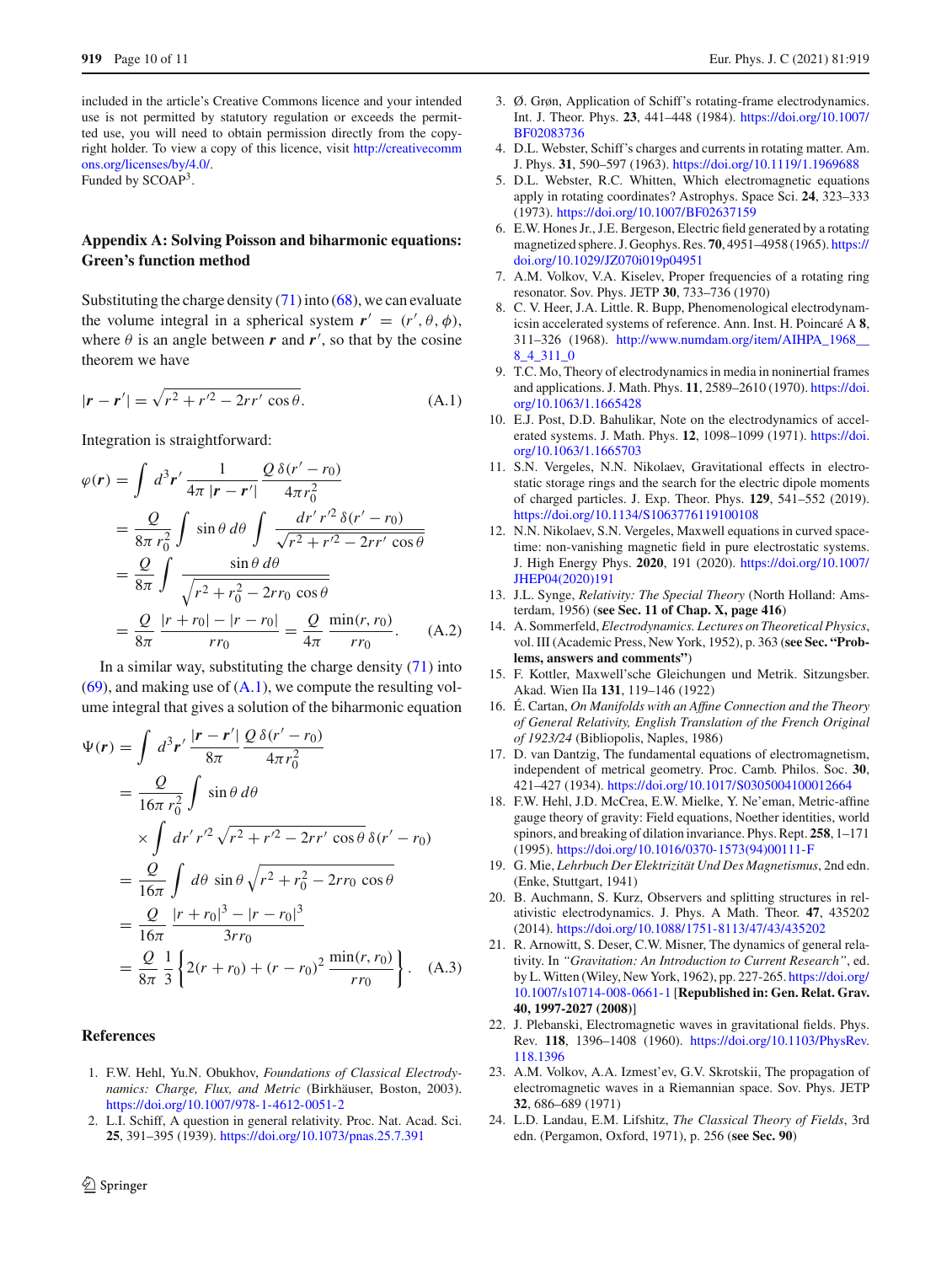included in the article's Creative Commons licence and your intended use is not permitted by statutory regulation or exceeds the permitted use, you will need to obtain permission directly from the copyright holder. To view a copy of this licence, visit http://creativecommons.org/licenses/by/4.0/.
Funded by SCOAP[3].

## Appendix A: Solving Poisson and biharmonic equations: Green's function method

Substituting the charge density (71) into (68), we can evaluate the volume integral in a spherical system $\boldsymbol{r}' = (r', \theta, \phi)$, where $\theta$ is an angle between $\boldsymbol{r}$ and $\boldsymbol{r}'$, so that by the cosine theorem we have

$$|\boldsymbol{r} - \boldsymbol{r}'| = \sqrt{r^2 + r'^2 - 2rr' \cos\theta}. \tag{A.1}$$

Integration is straightforward:

$$\begin{aligned}
\varphi(\boldsymbol{r}) &= \int d^3\boldsymbol{r}' \, \frac{1}{4\pi\, |\boldsymbol{r} - \boldsymbol{r}'|} \frac{Q\, \delta(r' - r_0)}{4\pi r_0^2} \\
&= \frac{Q}{8\pi\, r_0^2} \int \sin\theta \, d\theta \int \frac{dr'\, r'^2\, \delta(r' - r_0)}{\sqrt{r^2 + r'^2 - 2rr' \cos\theta}} \\
&= \frac{Q}{8\pi} \int \frac{\sin\theta\, d\theta}{\sqrt{r^2 + r_0^2 - 2rr_0 \cos\theta}} \\
&= \frac{Q}{8\pi} \frac{|r + r_0| - |r - r_0|}{rr_0} = \frac{Q}{4\pi} \frac{\min(r, r_0)}{rr_0}.
\end{aligned} \tag{A.2}$$

In a similar way, substituting the charge density (71) into (69), and making use of (A.1), we compute the resulting volume integral that gives a solution of the biharmonic equation

$$\begin{aligned}
\Psi(\boldsymbol{r}) &= \int d^3\boldsymbol{r}' \, \frac{|\boldsymbol{r} - \boldsymbol{r}'|}{8\pi} \frac{Q\, \delta(r' - r_0)}{4\pi r_0^2} \\
&= \frac{Q}{16\pi\, r_0^2} \int \sin\theta\, d\theta \\
&\quad \times \int dr'\, r'^2 \sqrt{r^2 + r'^2 - 2rr' \cos\theta}\, \delta(r' - r_0) \\
&= \frac{Q}{16\pi} \int d\theta\, \sin\theta \sqrt{r^2 + r_0^2 - 2rr_0 \cos\theta} \\
&= \frac{Q}{16\pi} \frac{|r + r_0|^3 - |r - r_0|^3}{3rr_0} \\
&= \frac{Q}{8\pi} \frac{1}{3} \left\{ 2(r + r_0) + (r - r_0)^2 \frac{\min(r, r_0)}{rr_0} \right\}.
\end{aligned} \tag{A.3}$$

## References

1. F.W. Hehl, Yu.N. Obukhov, *Foundations of Classical Electrodynamics: Charge, Flux, and Metric* (Birkhäuser, Boston, 2003). https://doi.org/10.1007/978-1-4612-0051-2
2. L.I. Schiff, A question in general relativity. Proc. Nat. Acad. Sci. **25**, 391–395 (1939). https://doi.org/10.1073/pnas.25.7.391
3. Ø. Grøn, Application of Schiff's rotating-frame electrodynamics. Int. J. Theor. Phys. **23**, 441–448 (1984). https://doi.org/10.1007/BF02083736
4. D.L. Webster, Schiff's charges and currents in rotating matter. Am. J. Phys. **31**, 590–597 (1963). https://doi.org/10.1119/1.1969688
5. D.L. Webster, R.C. Whitten, Which electromagnetic equations apply in rotating coordinates? Astrophys. Space Sci. **24**, 323–333 (1973). https://doi.org/10.1007/BF02637159
6. E.W. Hones Jr., J.E. Bergeson, Electric field generated by a rotating magnetized sphere. J. Geophys. Res. **70**, 4951–4958 (1965). https://doi.org/10.1029/JZ070i019p04951
7. A.M. Volkov, V.A. Kiselev, Proper frequencies of a rotating ring resonator. Sov. Phys. JETP **30**, 733–736 (1970)
8. C. V. Heer, J.A. Little. R. Bupp, Phenomenological electrodynamicsin accelerated systems of reference. Ann. Inst. H. Poincaré A **8**, 311–326 (1968). http://www.numdam.org/item/AIHPA_1968__8_4_311_0
9. T.C. Mo, Theory of electrodynamics in media in noninertial frames and applications. J. Math. Phys. **11**, 2589–2610 (1970). https://doi.org/10.1063/1.1665428
10. E.J. Post, D.D. Bahulikar, Note on the electrodynamics of accelerated systems. J. Math. Phys. **12**, 1098–1099 (1971). https://doi.org/10.1063/1.1665703
11. S.N. Vergeles, N.N. Nikolaev, Gravitational effects in electrostatic storage rings and the search for the electric dipole moments of charged particles. J. Exp. Theor. Phys. **129**, 541–552 (2019). https://doi.org/10.1134/S1063776119100108
12. N.N. Nikolaev, S.N. Vergeles, Maxwell equations in curved spacetime: non-vanishing magnetic field in pure electrostatic systems. J. High Energy Phys. **2020**, 191 (2020). https://doi.org/10.1007/JHEP04(2020)191
13. J.L. Synge, *Relativity: The Special Theory* (North Holland: Amsterdam, 1956) (**see Sec. 11 of Chap. X, page 416**)
14. A. Sommerfeld, *Electrodynamics. Lectures on Theoretical Physics*, vol. III (Academic Press, New York, 1952), p. 363 (**see Sec. "Problems, answers and comments"**)
15. F. Kottler, Maxwell'sche Gleichungen und Metrik. Sitzungsber. Akad. Wien IIa **131**, 119–146 (1922)
16. É. Cartan, *On Manifolds with an Affine Connection and the Theory of General Relativity, English Translation of the French Original of 1923/24* (Bibliopolis, Naples, 1986)
17. D. van Dantzig, The fundamental equations of electromagnetism, independent of metrical geometry. Proc. Camb. Philos. Soc. **30**, 421–427 (1934). https://doi.org/10.1017/S0305004100012664
18. F.W. Hehl, J.D. McCrea, E.W. Mielke, Y. Ne'eman, Metric-affine gauge theory of gravity: Field equations, Noether identities, world spinors, and breaking of dilation invariance. Phys. Rept. **258**, 1–171 (1995). https://doi.org/10.1016/0370-1573(94)00111-F
19. G. Mie, *Lehrbuch Der Elektrizität Und Des Magnetismus*, 2nd edn. (Enke, Stuttgart, 1941)
20. B. Auchmann, S. Kurz, Observers and splitting structures in relativistic electrodynamics. J. Phys. A Math. Theor. **47**, 435202 (2014). https://doi.org/10.1088/1751-8113/47/43/435202
21. R. Arnowitt, S. Deser, C.W. Misner, The dynamics of general relativity. In *"Gravitation: An Introduction to Current Research"*, ed. by L. Witten (Wiley, New York, 1962), pp. 227-265. https://doi.org/10.1007/s10714-008-0661-1 [**Republished in: Gen. Relat. Grav. 40, 1997-2027 (2008)**]
22. J. Plebanski, Electromagnetic waves in gravitational fields. Phys. Rev. **118**, 1396–1408 (1960). https://doi.org/10.1103/PhysRev.118.1396
23. A.M. Volkov, A.A. Izmest'ev, G.V. Skrotskii, The propagation of electromagnetic waves in a Riemannian space. Sov. Phys. JETP **32**, 686–689 (1971)
24. L.D. Landau, E.M. Lifshitz, *The Classical Theory of Fields*, 3rd edn. (Pergamon, Oxford, 1971), p. 256 (**see Sec. 90**)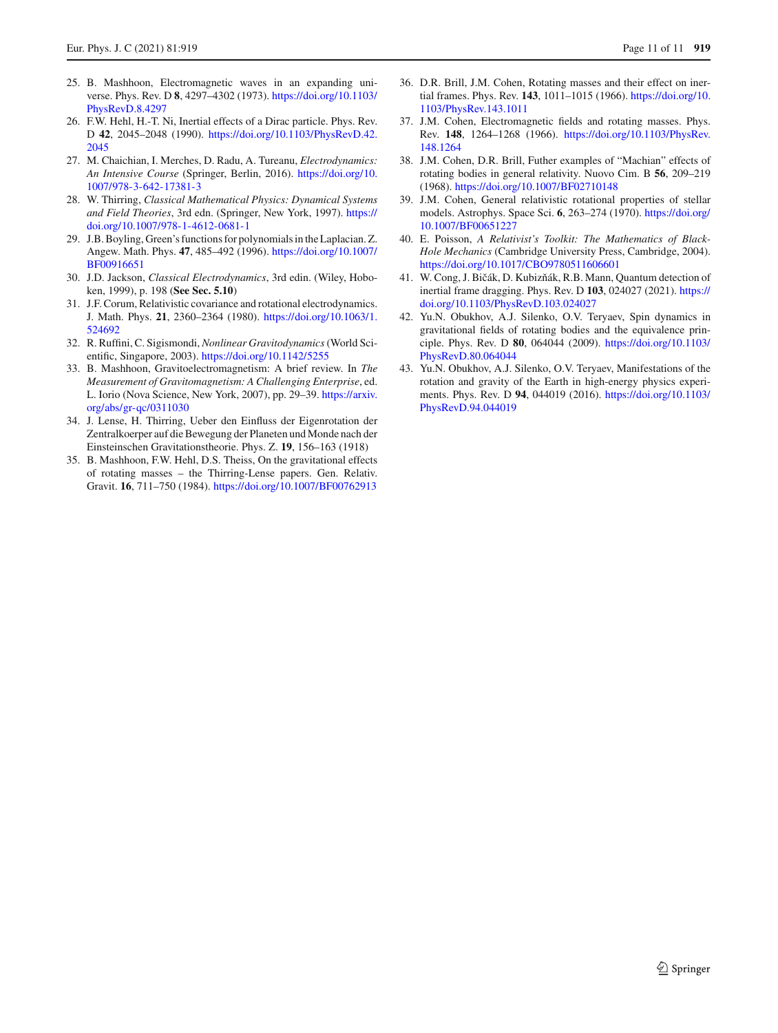25. B. Mashhoon, Electromagnetic waves in an expanding universe. Phys. Rev. D **8**, 4297–4302 (1973). https://doi.org/10.1103/PhysRevD.8.4297
26. F.W. Hehl, H.-T. Ni, Inertial effects of a Dirac particle. Phys. Rev. D **42**, 2045–2048 (1990). https://doi.org/10.1103/PhysRevD.42.2045
27. M. Chaichian, I. Merches, D. Radu, A. Tureanu, *Electrodynamics: An Intensive Course* (Springer, Berlin, 2016). https://doi.org/10.1007/978-3-642-17381-3
28. W. Thirring, *Classical Mathematical Physics: Dynamical Systems and Field Theories*, 3rd edn. (Springer, New York, 1997). https://doi.org/10.1007/978-1-4612-0681-1
29. J.B. Boyling, Green's functions for polynomials in the Laplacian. Z. Angew. Math. Phys. **47**, 485–492 (1996). https://doi.org/10.1007/BF00916651
30. J.D. Jackson, *Classical Electrodynamics*, 3rd edn. (Wiley, Hoboken, 1999), p. 198 (**See Sec. 5.10**)
31. J.F. Corum, Relativistic covariance and rotational electrodynamics. J. Math. Phys. **21**, 2360–2364 (1980). https://doi.org/10.1063/1.524692
32. R. Ruffini, C. Sigismondi, *Nonlinear Gravitodynamics* (World Scientific, Singapore, 2003). https://doi.org/10.1142/5255
33. B. Mashhoon, Gravitoelectromagnetism: A brief review. In *The Measurement of Gravitomagnetism: A Challenging Enterprise*, ed. L. Iorio (Nova Science, New York, 2007), pp. 29–39. https://arxiv.org/abs/gr-qc/0311030
34. J. Lense, H. Thirring, Ueber den Einfluss der Eigenrotation der Zentralkoerper auf die Bewegung der Planeten und Monde nach der Einsteinschen Gravitationstheorie. Phys. Z. **19**, 156–163 (1918)
35. B. Mashhoon, F.W. Hehl, D.S. Theiss, On the gravitational effects of rotating masses – the Thirring-Lense papers. Gen. Relativ. Gravit. **16**, 711–750 (1984). https://doi.org/10.1007/BF00762913
36. D.R. Brill, J.M. Cohen, Rotating masses and their effect on inertial frames. Phys. Rev. **143**, 1011–1015 (1966). https://doi.org/10.1103/PhysRev.143.1011
37. J.M. Cohen, Electromagnetic fields and rotating masses. Phys. Rev. **148**, 1264–1268 (1966). https://doi.org/10.1103/PhysRev.148.1264
38. J.M. Cohen, D.R. Brill, Futher examples of "Machian" effects of rotating bodies in general relativity. Nuovo Cim. B **56**, 209–219 (1968). https://doi.org/10.1007/BF02710148
39. J.M. Cohen, General relativistic rotational properties of stellar models. Astrophys. Space Sci. **6**, 263–274 (1970). https://doi.org/10.1007/BF00651227
40. E. Poisson, *A Relativist's Toolkit: The Mathematics of Black-Hole Mechanics* (Cambridge University Press, Cambridge, 2004). https://doi.org/10.1017/CBO9780511606601
41. W. Cong, J. Bičák, D. Kubizňák, R.B. Mann, Quantum detection of inertial frame dragging. Phys. Rev. D **103**, 024027 (2021). https://doi.org/10.1103/PhysRevD.103.024027
42. Yu.N. Obukhov, A.J. Silenko, O.V. Teryaev, Spin dynamics in gravitational fields of rotating bodies and the equivalence principle. Phys. Rev. D **80**, 064044 (2009). https://doi.org/10.1103/PhysRevD.80.064044
43. Yu.N. Obukhov, A.J. Silenko, O.V. Teryaev, Manifestations of the rotation and gravity of the Earth in high-energy physics experiments. Phys. Rev. D **94**, 044019 (2016). https://doi.org/10.1103/PhysRevD.94.044019